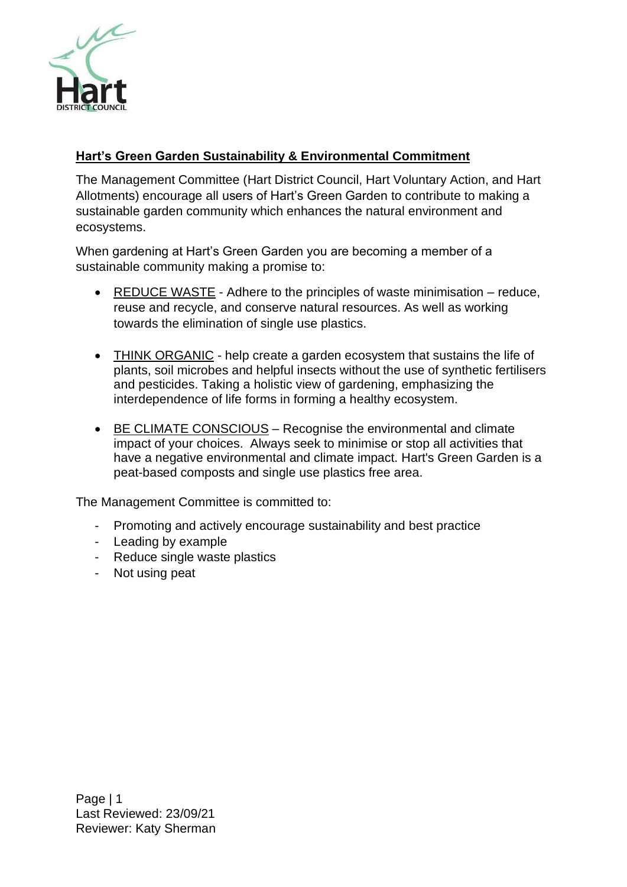## Hart's Green Garden Sustainability & Environmental Commitment

The Management Committee (Hart District Council, Hart Voluntary Action, and Hart Allotments) encourage all users of Hart's Green Garden to contribute to making a sustainable garden community which enhances the natural environment and ecosystems.

When gardening at Hart's Green Garden you are becoming a member of a sustainable community making a promise to:

- REDUCE WASTE - Adhere to the principles of waste minimisation – reduce, reuse and recycle, and conserve natural resources. As well as working towards the elimination of single use plastics.

- THINK ORGANIC - help create a garden ecosystem that sustains the life of plants, soil microbes and helpful insects without the use of synthetic fertilisers and pesticides. Taking a holistic view of gardening, emphasizing the interdependence of life forms in forming a healthy ecosystem.

- BE CLIMATE CONSCIOUS – Recognise the environmental and climate impact of your choices. Always seek to minimise or stop all activities that have a negative environmental and climate impact. Hart's Green Garden is a peat-based composts and single use plastics free area.

The Management Committee is committed to:

- Promoting and actively encourage sustainability and best practice
- Leading by example
- Reduce single waste plastics
- Not using peat

Last Reviewed: 23/09/21
Reviewer: Katy Sherman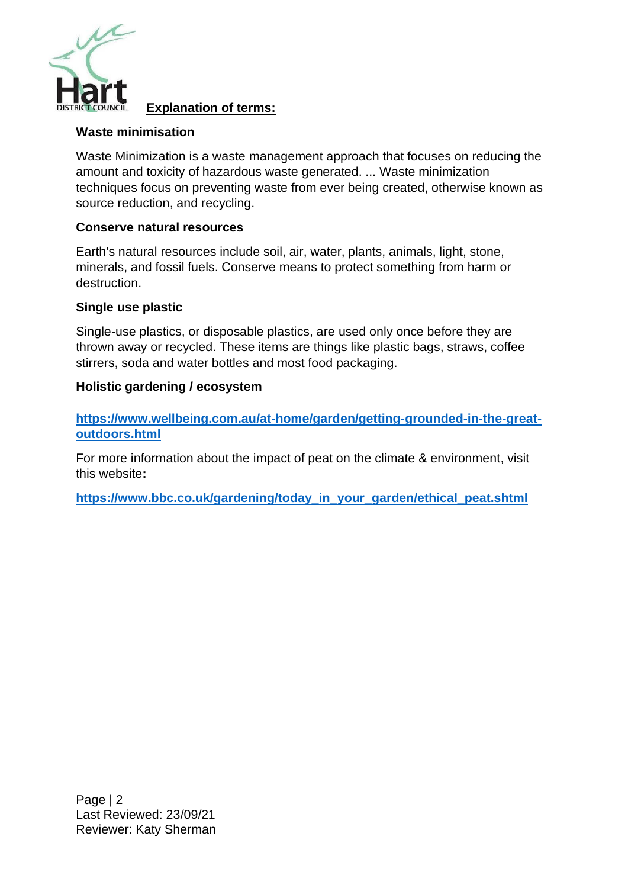## Explanation of terms:

**Waste minimisation**

Waste Minimization is a waste management approach that focuses on reducing the amount and toxicity of hazardous waste generated. ... Waste minimization techniques focus on preventing waste from ever being created, otherwise known as source reduction, and recycling.

**Conserve natural resources**

Earth's natural resources include soil, air, water, plants, animals, light, stone, minerals, and fossil fuels. Conserve means to protect something from harm or destruction.

**Single use plastic**

Single-use plastics, or disposable plastics, are used only once before they are thrown away or recycled. These items are things like plastic bags, straws, coffee stirrers, soda and water bottles and most food packaging.

**Holistic gardening / ecosystem**

**https://www.wellbeing.com.au/at-home/garden/getting-grounded-in-the-great-outdoors.html**

For more information about the impact of peat on the climate & environment, visit this website**:**

**https://www.bbc.co.uk/gardening/today_in_your_garden/ethical_peat.shtml**

Last Reviewed: 23/09/21
Reviewer: Katy Sherman